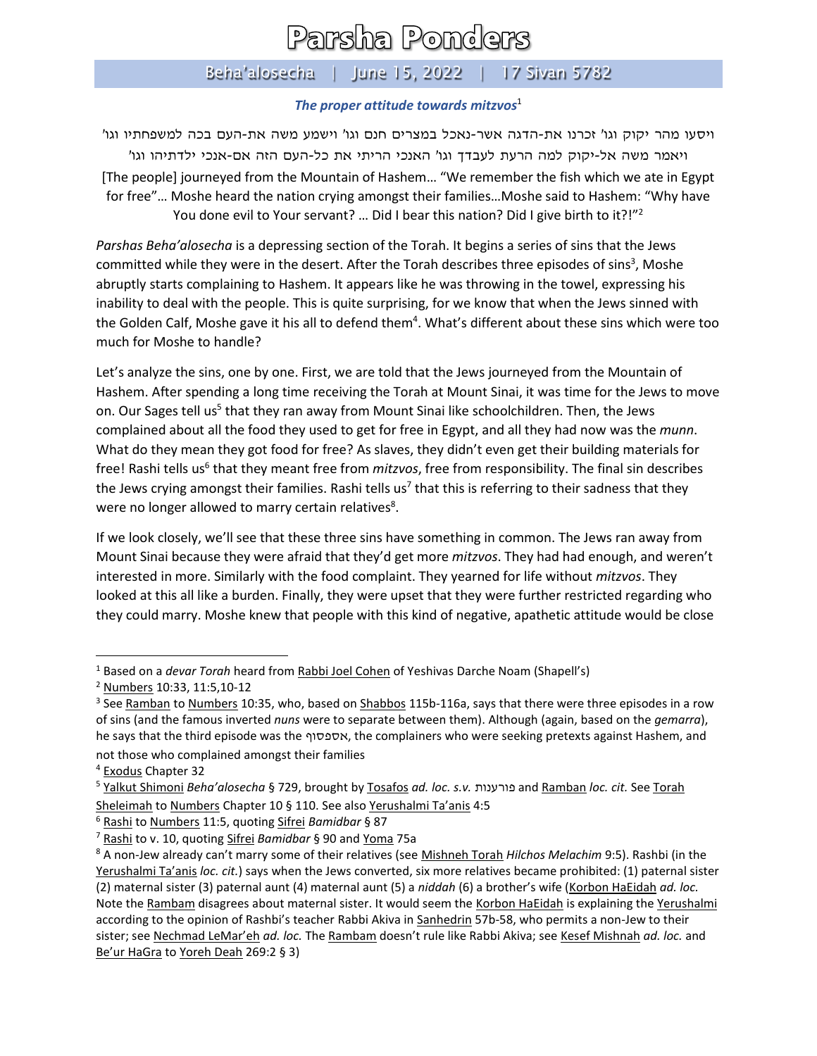# Parsha Ponders

## Beha'alosecha | June 15, 2022 | 17 Sivan 5782

***The proper attitude towards mitzvos***[1]

ויסעו מהר יקוק וגו' זכרנו את-הדגה אשר-נאכל במצרים חנם וגו' וישמע משה את-העם בכה למשפחתיו וגו'

ויאמר משה אל-יקוק למה הרעת לעבדך וגו' האנכי הריתי את כל-העם הזה אם-אנכי ילדתיהו וגו'

[The people] journeyed from the Mountain of Hashem… "We remember the fish which we ate in Egypt for free"… Moshe heard the nation crying amongst their families…Moshe said to Hashem: "Why have You done evil to Your servant? … Did I bear this nation? Did I give birth to it?!"[2]

*Parshas Beha'alosecha* is a depressing section of the Torah. It begins a series of sins that the Jews committed while they were in the desert. After the Torah describes three episodes of sins[3], Moshe abruptly starts complaining to Hashem. It appears like he was throwing in the towel, expressing his inability to deal with the people. This is quite surprising, for we know that when the Jews sinned with the Golden Calf, Moshe gave it his all to defend them[4]. What's different about these sins which were too much for Moshe to handle?

Let's analyze the sins, one by one. First, we are told that the Jews journeyed from the Mountain of Hashem. After spending a long time receiving the Torah at Mount Sinai, it was time for the Jews to move on. Our Sages tell us[5] that they ran away from Mount Sinai like schoolchildren. Then, the Jews complained about all the food they used to get for free in Egypt, and all they had now was the *munn*. What do they mean they got food for free? As slaves, they didn't even get their building materials for free! Rashi tells us[6] that they meant free from *mitzvos*, free from responsibility. The final sin describes the Jews crying amongst their families. Rashi tells us[7] that this is referring to their sadness that they were no longer allowed to marry certain relatives[8].

If we look closely, we'll see that these three sins have something in common. The Jews ran away from Mount Sinai because they were afraid that they'd get more *mitzvos*. They had had enough, and weren't interested in more. Similarly with the food complaint. They yearned for life without *mitzvos*. They looked at this all like a burden. Finally, they were upset that they were further restricted regarding who they could marry. Moshe knew that people with this kind of negative, apathetic attitude would be close

---

[1] Based on a *devar Torah* heard from Rabbi Joel Cohen of Yeshivas Darche Noam (Shapell's)

[2] Numbers 10:33, 11:5,10-12

[3] See Ramban to Numbers 10:35, who, based on Shabbos 115b-116a, says that there were three episodes in a row of sins (and the famous inverted *nuns* were to separate between them). Although (again, based on the *gemarra*), he says that the third episode was the אספסוף, the complainers who were seeking pretexts against Hashem, and not those who complained amongst their families

[4] Exodus Chapter 32

[5] Yalkut Shimoni *Beha'alosecha* § 729, brought by Tosafos *ad. loc. s.v.* פורענות and Ramban *loc. cit.* See Torah Sheleimah to Numbers Chapter 10 § 110. See also Yerushalmi Ta'anis 4:5

[6] Rashi to Numbers 11:5, quoting Sifrei *Bamidbar* § 87

[7] Rashi to v. 10, quoting Sifrei *Bamidbar* § 90 and Yoma 75a

[8] A non-Jew already can't marry some of their relatives (see Mishneh Torah *Hilchos Melachim* 9:5). Rashbi (in the Yerushalmi Ta'anis *loc. cit.*) says when the Jews converted, six more relatives became prohibited: (1) paternal sister (2) maternal sister (3) paternal aunt (4) maternal aunt (5) a *niddah* (6) a brother's wife (Korbon HaEidah *ad. loc.* Note the Rambam disagrees about maternal sister. It would seem the Korbon HaEidah is explaining the Yerushalmi according to the opinion of Rashbi's teacher Rabbi Akiva in Sanhedrin 57b-58, who permits a non-Jew to their sister; see Nechmad LeMar'eh *ad. loc.* The Rambam doesn't rule like Rabbi Akiva; see Kesef Mishnah *ad. loc.* and Be'ur HaGra to Yoreh Deah 269:2 § 3)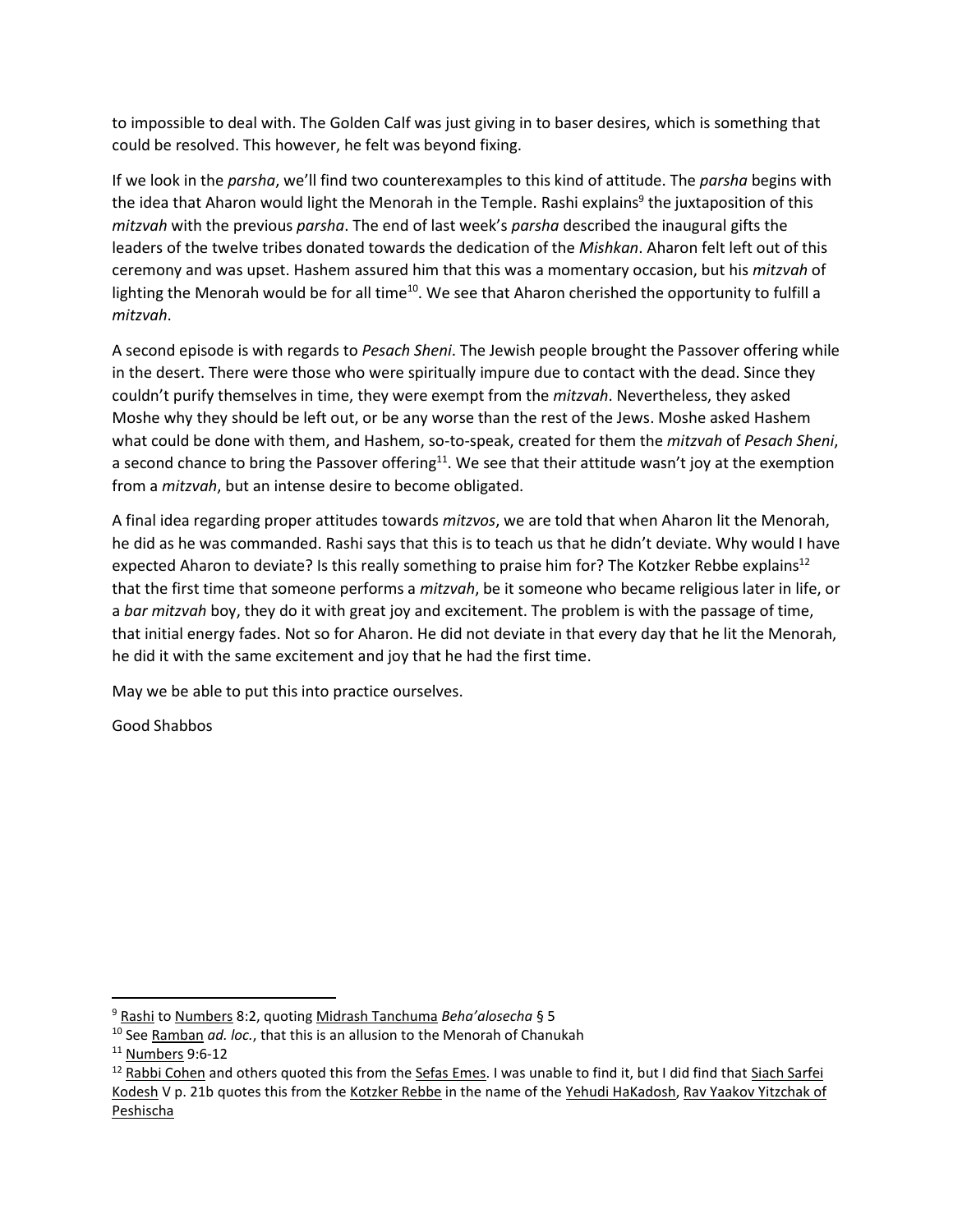to impossible to deal with. The Golden Calf was just giving in to baser desires, which is something that could be resolved. This however, he felt was beyond fixing.

If we look in the *parsha*, we'll find two counterexamples to this kind of attitude. The *parsha* begins with the idea that Aharon would light the Menorah in the Temple. Rashi explains[9] the juxtaposition of this *mitzvah* with the previous *parsha*. The end of last week's *parsha* described the inaugural gifts the leaders of the twelve tribes donated towards the dedication of the *Mishkan*. Aharon felt left out of this ceremony and was upset. Hashem assured him that this was a momentary occasion, but his *mitzvah* of lighting the Menorah would be for all time[10]. We see that Aharon cherished the opportunity to fulfill a *mitzvah*.

A second episode is with regards to *Pesach Sheni*. The Jewish people brought the Passover offering while in the desert. There were those who were spiritually impure due to contact with the dead. Since they couldn't purify themselves in time, they were exempt from the *mitzvah*. Nevertheless, they asked Moshe why they should be left out, or be any worse than the rest of the Jews. Moshe asked Hashem what could be done with them, and Hashem, so-to-speak, created for them the *mitzvah* of *Pesach Sheni*, a second chance to bring the Passover offering[11]. We see that their attitude wasn't joy at the exemption from a *mitzvah*, but an intense desire to become obligated.

A final idea regarding proper attitudes towards *mitzvos*, we are told that when Aharon lit the Menorah, he did as he was commanded. Rashi says that this is to teach us that he didn't deviate. Why would I have expected Aharon to deviate? Is this really something to praise him for? The Kotzker Rebbe explains[12] that the first time that someone performs a *mitzvah*, be it someone who became religious later in life, or a *bar mitzvah* boy, they do it with great joy and excitement. The problem is with the passage of time, that initial energy fades. Not so for Aharon. He did not deviate in that every day that he lit the Menorah, he did it with the same excitement and joy that he had the first time.

May we be able to put this into practice ourselves.

Good Shabbos

---

[9] Rashi to Numbers 8:2, quoting Midrash Tanchuma *Beha'alosecha* § 5

[10] See Ramban *ad. loc.*, that this is an allusion to the Menorah of Chanukah

[11] Numbers 9:6-12

[12] Rabbi Cohen and others quoted this from the Sefas Emes. I was unable to find it, but I did find that Siach Sarfei Kodesh V p. 21b quotes this from the Kotzker Rebbe in the name of the Yehudi HaKadosh, Rav Yaakov Yitzchak of Peshischa